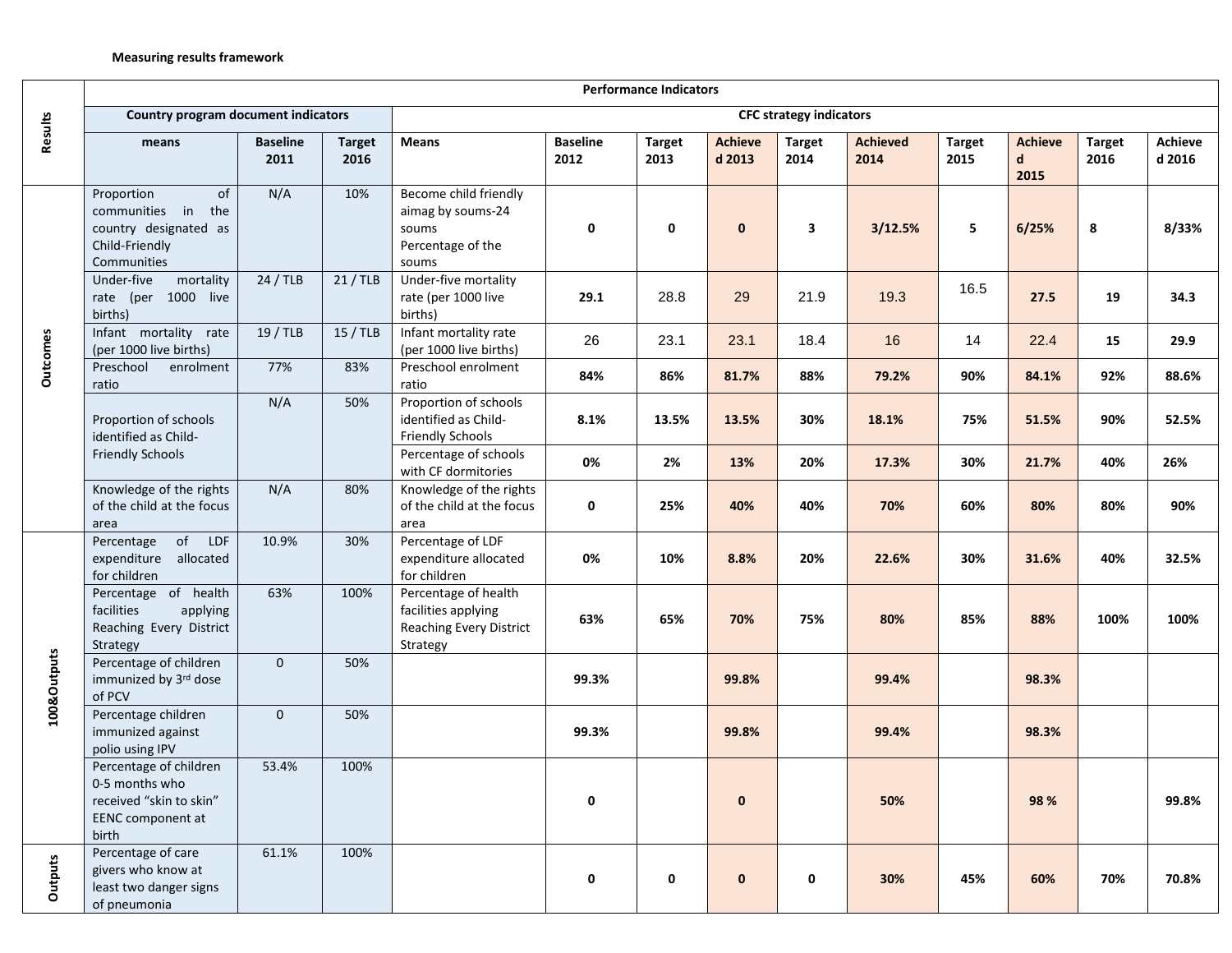**Measuring results framework**

| Results | Performance Indicators | | | | | | | | | | | | |
|---|---|---|---|---|---|---|---|---|---|---|---|---|---|
| | Country program document indicators | | | CFC strategy indicators | | | | | | | | | |
| | means | Baseline 2011 | Target 2016 | Means | Baseline 2012 | Target 2013 | Achieved 2013 | Target 2014 | Achieved 2014 | Target 2015 | Achieved 2015 | Target 2016 | Achieved 2016 |
| Outcomes | Proportion of communities in the country designated as Child-Friendly Communities | N/A | 10% | Become child friendly aimag by soums-24 soums Percentage of the soums | **0** | **0** | **0** | **3** | **3/12.5%** | **5** | **6/25%** | **8** | **8/33%** |
| | Under-five mortality rate (per 1000 live births) | 24 / TLB | 21 / TLB | Under-five mortality rate (per 1000 live births) | **29.1** | 28.8 | 29 | 21.9 | 19.3 | 16.5 | **27.5** | **19** | **34.3** |
| | Infant mortality rate (per 1000 live births) | 19 / TLB | 15 / TLB | Infant mortality rate (per 1000 live births) | 26 | 23.1 | 23.1 | 18.4 | 16 | 14 | 22.4 | **15** | **29.9** |
| | Preschool enrolment ratio | 77% | 83% | Preschool enrolment ratio | **84%** | **86%** | **81.7%** | **88%** | **79.2%** | **90%** | **84.1%** | **92%** | **88.6%** |
| | Proportion of schools identified as Child-Friendly Schools | N/A | 50% | Proportion of schools identified as Child-Friendly Schools | **8.1%** | **13.5%** | **13.5%** | **30%** | **18.1%** | **75%** | **51.5%** | **90%** | **52.5%** |
| | | | | Percentage of schools with CF dormitories | **0%** | **2%** | **13%** | **20%** | **17.3%** | **30%** | **21.7%** | **40%** | **26%** |
| | Knowledge of the rights of the child at the focus area | N/A | 80% | Knowledge of the rights of the child at the focus area | **0** | **25%** | **40%** | **40%** | **70%** | **60%** | **80%** | **80%** | **90%** |
| 100&Outputs | Percentage of LDF expenditure allocated for children | 10.9% | 30% | Percentage of LDF expenditure allocated for children | **0%** | **10%** | **8.8%** | **20%** | **22.6%** | **30%** | **31.6%** | **40%** | **32.5%** |
| | Percentage of health facilities applying Reaching Every District Strategy | 63% | 100% | Percentage of health facilities applying Reaching Every District Strategy | **63%** | **65%** | **70%** | **75%** | **80%** | **85%** | **88%** | **100%** | **100%** |
| | Percentage of children immunized by 3rd dose of PCV | 0 | 50% | | **99.3%** | | **99.8%** | | **99.4%** | | **98.3%** | | |
| | Percentage children immunized against polio using IPV | 0 | 50% | | **99.3%** | | **99.8%** | | **99.4%** | | **98.3%** | | |
| | Percentage of children 0-5 months who received "skin to skin" EENC component at birth | 53.4% | 100% | | **0** | | **0** | | **50%** | | **98 %** | | **99.8%** |
| Outputs | Percentage of care givers who know at least two danger signs of pneumonia | 61.1% | 100% | | **0** | **0** | **0** | **0** | **30%** | **45%** | **60%** | **70%** | **70.8%** |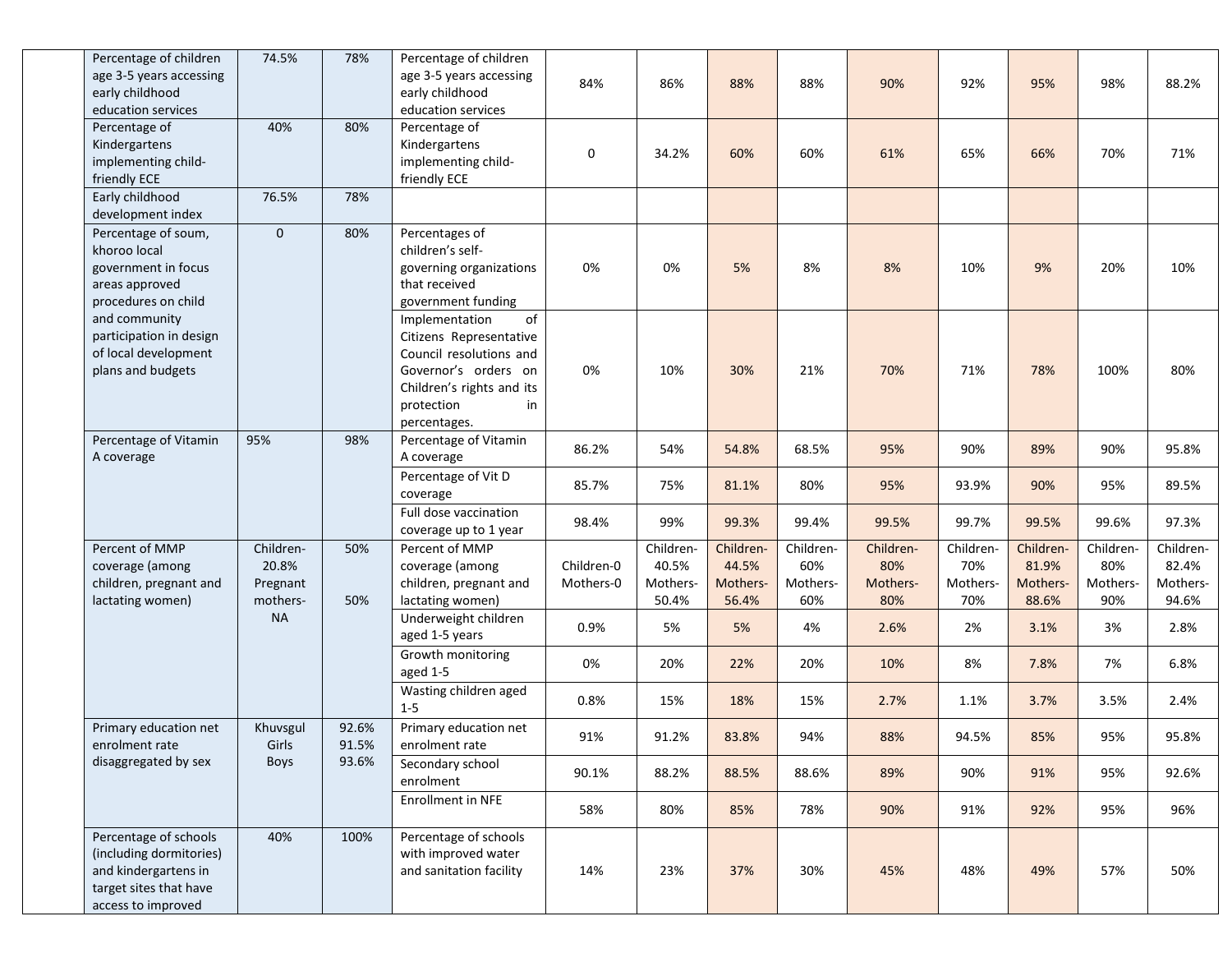| | | | | | | | | | | | | | |
|---|---|---|---|---|---|---|---|---|---|---|---|---|---|
| | Percentage of children age 3-5 years accessing early childhood education services | 74.5% | 78% | Percentage of children age 3-5 years accessing early childhood education services | 84% | 86% | 88% | 88% | 90% | 92% | 95% | 98% | 88.2% |
| | Percentage of Kindergartens implementing child-friendly ECE | 40% | 80% | Percentage of Kindergartens implementing child-friendly ECE | 0 | 34.2% | 60% | 60% | 61% | 65% | 66% | 70% | 71% |
| | Early childhood development index | 76.5% | 78% | | | | | | | | | | |
| | Percentage of soum, khoroo local government in focus areas approved procedures on child and community participation in design of local development plans and budgets | 0 | 80% | Percentages of children's self-governing organizations that received government funding | 0% | 0% | 5% | 8% | 8% | 10% | 9% | 20% | 10% |
| | | | | Implementation of Citizens Representative Council resolutions and Governor's orders on Children's rights and its protection in percentages. | 0% | 10% | 30% | 21% | 70% | 71% | 78% | 100% | 80% |
| | Percentage of Vitamin A coverage | 95% | 98% | Percentage of Vitamin A coverage | 86.2% | 54% | 54.8% | 68.5% | 95% | 90% | 89% | 90% | 95.8% |
| | | | | Percentage of Vit D coverage | 85.7% | 75% | 81.1% | 80% | 95% | 93.9% | 90% | 95% | 89.5% |
| | | | | Full dose vaccination coverage up to 1 year | 98.4% | 99% | 99.3% | 99.4% | 99.5% | 99.7% | 99.5% | 99.6% | 97.3% |
| | Percent of MMP coverage (among children, pregnant and lactating women) | Children-20.8% Pregnant mothers-NA | 50% 50% | Percent of MMP coverage (among children, pregnant and lactating women) | Children-0 Mothers-0 | Children-40.5% Mothers-50.4% | Children-44.5% Mothers-56.4% | Children-60% Mothers-60% | Children-80% Mothers-80% | Children-70% Mothers-70% | Children-81.9% Mothers-88.6% | Children-80% Mothers-90% | Children-82.4% Mothers-94.6% |
| | | | | Underweight children aged 1-5 years | 0.9% | 5% | 5% | 4% | 2.6% | 2% | 3.1% | 3% | 2.8% |
| | | | | Growth monitoring aged 1-5 | 0% | 20% | 22% | 20% | 10% | 8% | 7.8% | 7% | 6.8% |
| | | | | Wasting children aged 1-5 | 0.8% | 15% | 18% | 15% | 2.7% | 1.1% | 3.7% | 3.5% | 2.4% |
| | Primary education net enrolment rate disaggregated by sex | Khuvsgul Girls Boys | 92.6% 91.5% 93.6% | Primary education net enrolment rate | 91% | 91.2% | 83.8% | 94% | 88% | 94.5% | 85% | 95% | 95.8% |
| | | | | Secondary school enrolment | 90.1% | 88.2% | 88.5% | 88.6% | 89% | 90% | 91% | 95% | 92.6% |
| | | | | Enrollment in NFE | 58% | 80% | 85% | 78% | 90% | 91% | 92% | 95% | 96% |
| | Percentage of schools (including dormitories) and kindergartens in target sites that have access to improved | 40% | 100% | Percentage of schools with improved water and sanitation facility | 14% | 23% | 37% | 30% | 45% | 48% | 49% | 57% | 50% |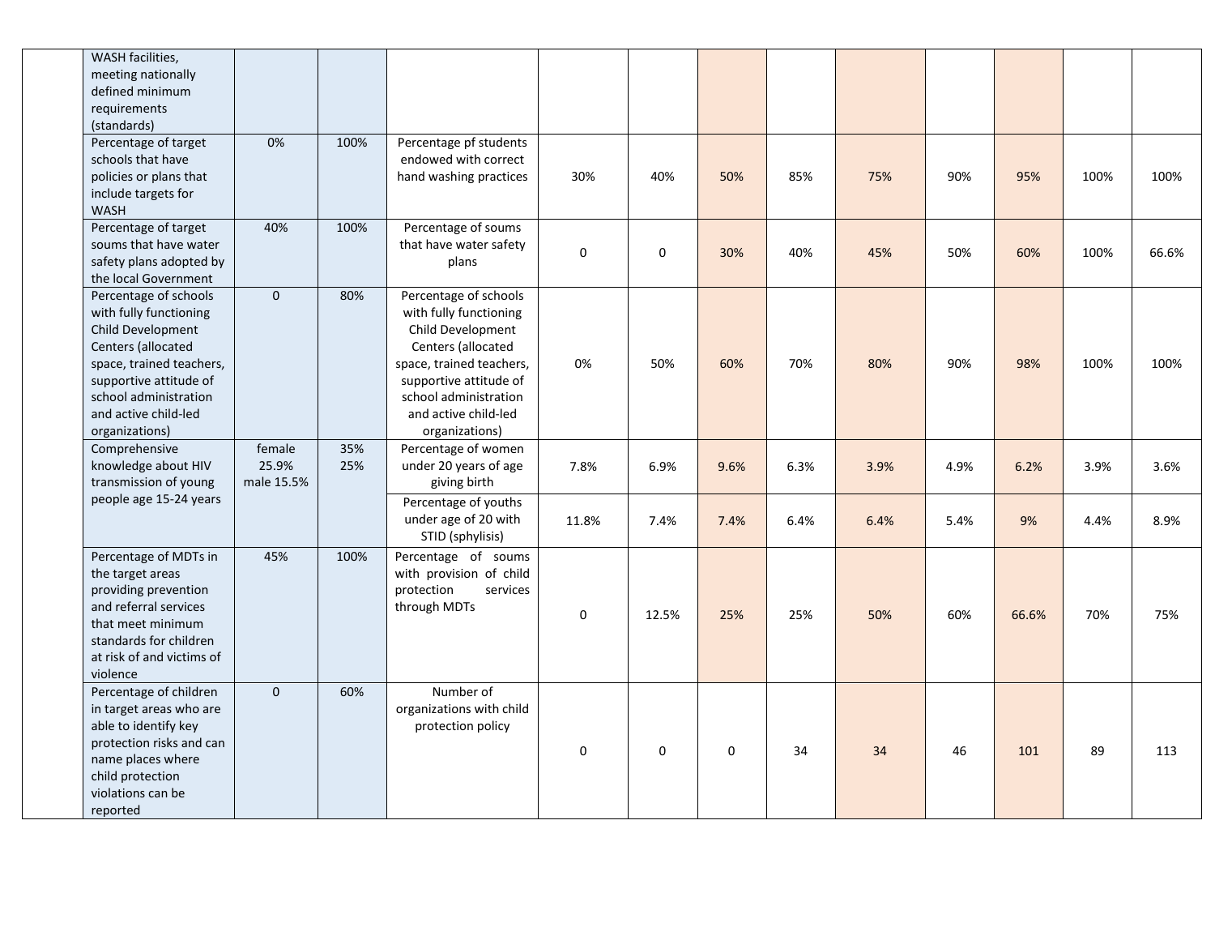| | | | | | | | | | | | | | |
|---|---|---|---|---|---|---|---|---|---|---|---|---|---|
| | WASH facilities, meeting nationally defined minimum requirements (standards) | | | | | | | | | | | | |
| | Percentage of target schools that have policies or plans that include targets for WASH | 0% | 100% | Percentage pf students endowed with correct hand washing practices | 30% | 40% | 50% | 85% | 75% | 90% | 95% | 100% | 100% |
| | Percentage of target soums that have water safety plans adopted by the local Government | 40% | 100% | Percentage of soums that have water safety plans | 0 | 0 | 30% | 40% | 45% | 50% | 60% | 100% | 66.6% |
| | Percentage of schools with fully functioning Child Development Centers (allocated space, trained teachers, supportive attitude of school administration and active child-led organizations) | 0 | 80% | Percentage of schools with fully functioning Child Development Centers (allocated space, trained teachers, supportive attitude of school administration and active child-led organizations) | 0% | 50% | 60% | 70% | 80% | 90% | 98% | 100% | 100% |
| | Comprehensive knowledge about HIV transmission of young people age 15-24 years | female 25.9% male 15.5% | 35% 25% | Percentage of women under 20 years of age giving birth | 7.8% | 6.9% | 9.6% | 6.3% | 3.9% | 4.9% | 6.2% | 3.9% | 3.6% |
| | | | | Percentage of youths under age of 20 with STID (sphylisis) | 11.8% | 7.4% | 7.4% | 6.4% | 6.4% | 5.4% | 9% | 4.4% | 8.9% |
| | Percentage of MDTs in the target areas providing prevention and referral services that meet minimum standards for children at risk of and victims of violence | 45% | 100% | Percentage of soums with provision of child protection services through MDTs | 0 | 12.5% | 25% | 25% | 50% | 60% | 66.6% | 70% | 75% |
| | Percentage of children in target areas who are able to identify key protection risks and can name places where child protection violations can be reported | 0 | 60% | Number of organizations with child protection policy | 0 | 0 | 0 | 34 | 34 | 46 | 101 | 89 | 113 |